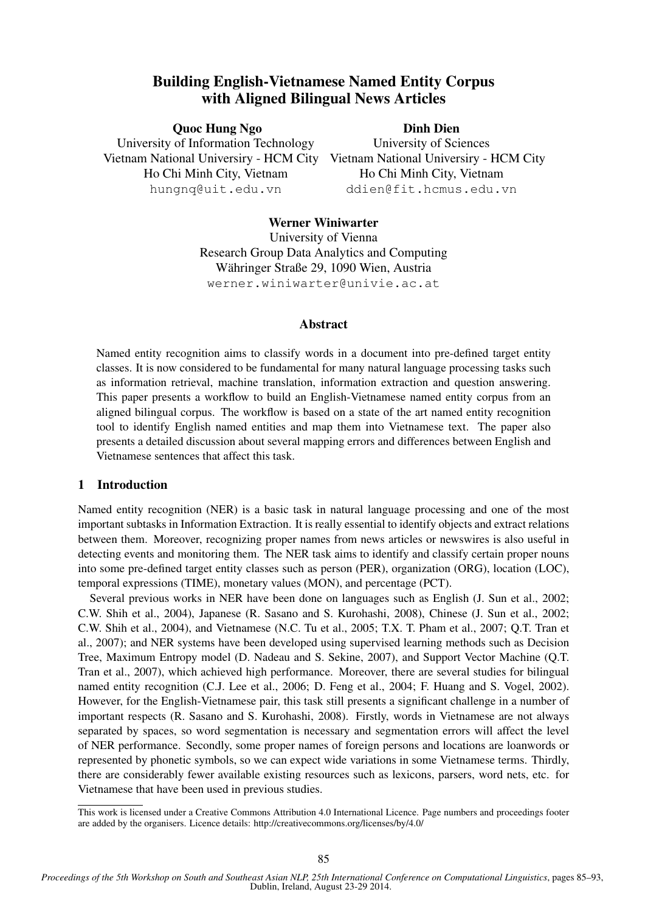# Building English-Vietnamese Named Entity Corpus with Aligned Bilingual News Articles

**Quoc Hung Ngo**
University of Information Technology
Vietnam National University - HCM City
Ho Chi Minh City, Vietnam
hungnq@uit.edu.vn

**Dinh Dien**
University of Sciences
Vietnam National Universiry - HCM City
Ho Chi Minh City, Vietnam
ddien@fit.hcmus.edu.vn

**Werner Winiwarter**
University of Vienna
Research Group Data Analytics and Computing
Währinger Straße 29, 1090 Wien, Austria
werner.winiwarter@univie.ac.at

## Abstract

Named entity recognition aims to classify words in a document into pre-defined target entity classes. It is now considered to be fundamental for many natural language processing tasks such as information retrieval, machine translation, information extraction and question answering. This paper presents a workflow to build an English-Vietnamese named entity corpus from an aligned bilingual corpus. The workflow is based on a state of the art named entity recognition tool to identify English named entities and map them into Vietnamese text. The paper also presents a detailed discussion about several mapping errors and differences between English and Vietnamese sentences that affect this task.

## 1 Introduction

Named entity recognition (NER) is a basic task in natural language processing and one of the most important subtasks in Information Extraction. It is really essential to identify objects and extract relations between them. Moreover, recognizing proper names from news articles or newswires is also useful in detecting events and monitoring them. The NER task aims to identify and classify certain proper nouns into some pre-defined target entity classes such as person (PER), organization (ORG), location (LOC), temporal expressions (TIME), monetary values (MON), and percentage (PCT).

Several previous works in NER have been done on languages such as English (J. Sun et al., 2002; C.W. Shih et al., 2004), Japanese (R. Sasano and S. Kurohashi, 2008), Chinese (J. Sun et al., 2002; C.W. Shih et al., 2004), and Vietnamese (N.C. Tu et al., 2005; T.X. T. Pham et al., 2007; Q.T. Tran et al., 2007); and NER systems have been developed using supervised learning methods such as Decision Tree, Maximum Entropy model (D. Nadeau and S. Sekine, 2007), and Support Vector Machine (Q.T. Tran et al., 2007), which achieved high performance. Moreover, there are several studies for bilingual named entity recognition (C.J. Lee et al., 2006; D. Feng et al., 2004; F. Huang and S. Vogel, 2002). However, for the English-Vietnamese pair, this task still presents a significant challenge in a number of important respects (R. Sasano and S. Kurohashi, 2008). Firstly, words in Vietnamese are not always separated by spaces, so word segmentation is necessary and segmentation errors will affect the level of NER performance. Secondly, some proper names of foreign persons and locations are loanwords or represented by phonetic symbols, so we can expect wide variations in some Vietnamese terms. Thirdly, there are considerably fewer available existing resources such as lexicons, parsers, word nets, etc. for Vietnamese that have been used in previous studies.

This work is licensed under a Creative Commons Attribution 4.0 International Licence. Page numbers and proceedings footer are added by the organisers. Licence details: http://creativecommons.org/licenses/by/4.0/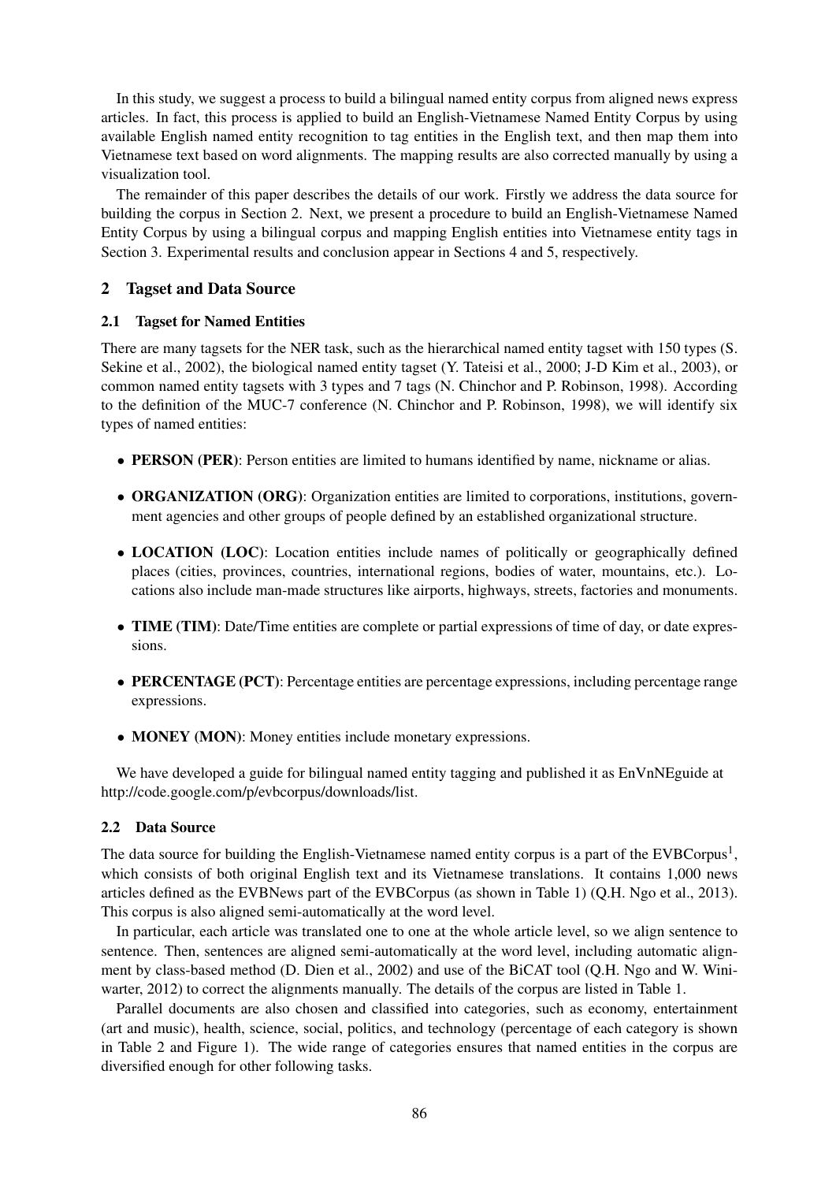In this study, we suggest a process to build a bilingual named entity corpus from aligned news express articles. In fact, this process is applied to build an English-Vietnamese Named Entity Corpus by using available English named entity recognition to tag entities in the English text, and then map them into Vietnamese text based on word alignments. The mapping results are also corrected manually by using a visualization tool.

The remainder of this paper describes the details of our work. Firstly we address the data source for building the corpus in Section 2. Next, we present a procedure to build an English-Vietnamese Named Entity Corpus by using a bilingual corpus and mapping English entities into Vietnamese entity tags in Section 3. Experimental results and conclusion appear in Sections 4 and 5, respectively.

## 2 Tagset and Data Source

### 2.1 Tagset for Named Entities

There are many tagsets for the NER task, such as the hierarchical named entity tagset with 150 types (S. Sekine et al., 2002), the biological named entity tagset (Y. Tateisi et al., 2000; J-D Kim et al., 2003), or common named entity tagsets with 3 types and 7 tags (N. Chinchor and P. Robinson, 1998). According to the definition of the MUC-7 conference (N. Chinchor and P. Robinson, 1998), we will identify six types of named entities:

- **PERSON (PER)**: Person entities are limited to humans identified by name, nickname or alias.
- **ORGANIZATION (ORG)**: Organization entities are limited to corporations, institutions, government agencies and other groups of people defined by an established organizational structure.
- **LOCATION (LOC)**: Location entities include names of politically or geographically defined places (cities, provinces, countries, international regions, bodies of water, mountains, etc.). Locations also include man-made structures like airports, highways, streets, factories and monuments.
- **TIME (TIM)**: Date/Time entities are complete or partial expressions of time of day, or date expressions.
- **PERCENTAGE (PCT)**: Percentage entities are percentage expressions, including percentage range expressions.
- **MONEY (MON)**: Money entities include monetary expressions.

We have developed a guide for bilingual named entity tagging and published it as EnVnNEguide at http://code.google.com/p/evbcorpus/downloads/list.

### 2.2 Data Source

The data source for building the English-Vietnamese named entity corpus is a part of the EVBCorpus[1], which consists of both original English text and its Vietnamese translations. It contains 1,000 news articles defined as the EVBNews part of the EVBCorpus (as shown in Table 1) (Q.H. Ngo et al., 2013). This corpus is also aligned semi-automatically at the word level.

In particular, each article was translated one to one at the whole article level, so we align sentence to sentence. Then, sentences are aligned semi-automatically at the word level, including automatic alignment by class-based method (D. Dien et al., 2002) and use of the BiCAT tool (Q.H. Ngo and W. Winiwarter, 2012) to correct the alignments manually. The details of the corpus are listed in Table 1.

Parallel documents are also chosen and classified into categories, such as economy, entertainment (art and music), health, science, social, politics, and technology (percentage of each category is shown in Table 2 and Figure 1). The wide range of categories ensures that named entities in the corpus are diversified enough for other following tasks.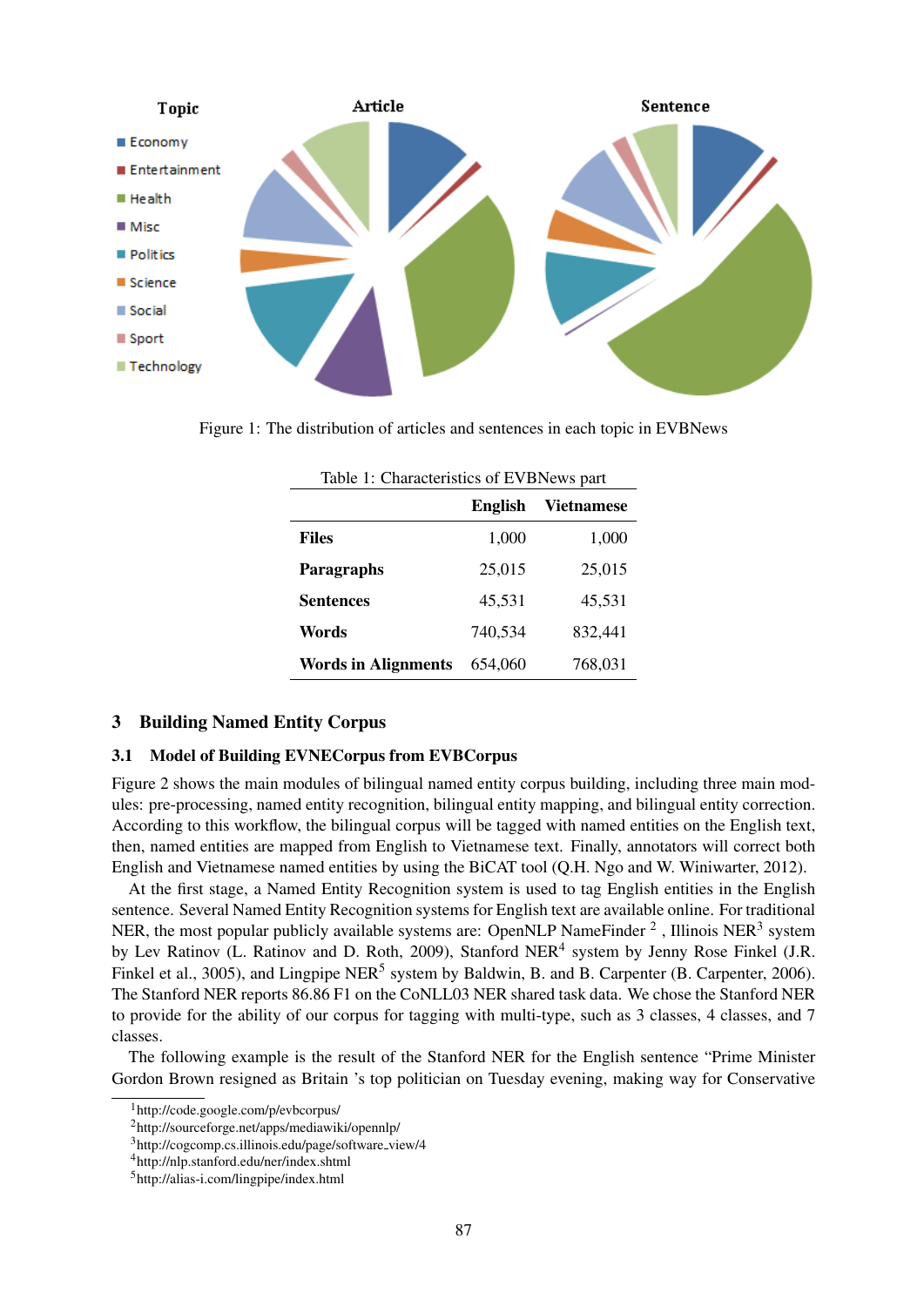Figure 1: The distribution of articles and sentences in each topic in EVBNews

Table 1: Characteristics of EVBNews part

| | English | Vietnamese |
|---|---|---|
| **Files** | 1,000 | 1,000 |
| **Paragraphs** | 25,015 | 25,015 |
| **Sentences** | 45,531 | 45,531 |
| **Words** | 740,534 | 832,441 |
| **Words in Alignments** | 654,060 | 768,031 |

## 3 Building Named Entity Corpus

### 3.1 Model of Building EVNECorpus from EVBCorpus

Figure 2 shows the main modules of bilingual named entity corpus building, including three main modules: pre-processing, named entity recognition, bilingual entity mapping, and bilingual entity correction. According to this workflow, the bilingual corpus will be tagged with named entities on the English text, then, named entities are mapped from English to Vietnamese text. Finally, annotators will correct both English and Vietnamese named entities by using the BiCAT tool (Q.H. Ngo and W. Winiwarter, 2012).

At the first stage, a Named Entity Recognition system is used to tag English entities in the English sentence. Several Named Entity Recognition systems for English text are available online. For traditional NER, the most popular publicly available systems are: OpenNLP NameFinder [2] , Illinois NER[3] system by Lev Ratinov (L. Ratinov and D. Roth, 2009), Stanford NER[4] system by Jenny Rose Finkel (J.R. Finkel et al., 3005), and Lingpipe NER[5] system by Baldwin, B. and B. Carpenter (B. Carpenter, 2006). The Stanford NER reports 86.86 F1 on the CoNLL03 NER shared task data. We chose the Stanford NER to provide for the ability of our corpus for tagging with multi-type, such as 3 classes, 4 classes, and 7 classes.

The following example is the result of the Stanford NER for the English sentence "Prime Minister Gordon Brown resigned as Britain 's top politician on Tuesday evening, making way for Conservative

[1]http://code.google.com/p/evbcorpus/

[2]http://sourceforge.net/apps/mediawiki/opennlp/

[3]http://cogcomp.cs.illinois.edu/page/software_view/4

[4]http://nlp.stanford.edu/ner/index.shtml

[5]http://alias-i.com/lingpipe/index.html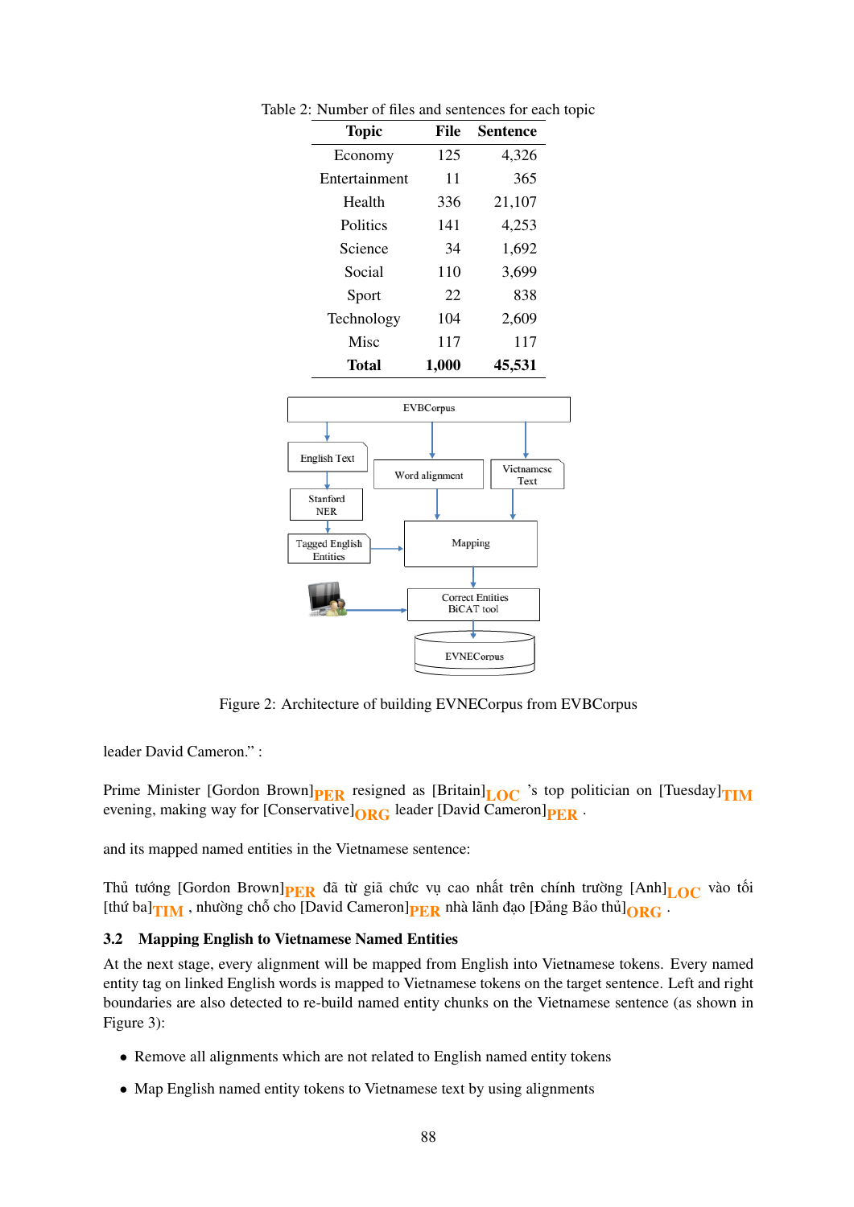Table 2: Number of files and sentences for each topic

| Topic | File | Sentence |
|---|---|---|
| Economy | 125 | 4,326 |
| Entertainment | 11 | 365 |
| Health | 336 | 21,107 |
| Politics | 141 | 4,253 |
| Science | 34 | 1,692 |
| Social | 110 | 3,699 |
| Sport | 22 | 838 |
| Technology | 104 | 2,609 |
| Misc | 117 | 117 |
| **Total** | **1,000** | **45,531** |

Figure 2: Architecture of building EVNECorpus from EVBCorpus

leader David Cameron." :

Prime Minister [Gordon Brown]PER resigned as [Britain]LOC 's top politician on [Tuesday]TIM evening, making way for [Conservative]ORG leader [David Cameron]PER .

and its mapped named entities in the Vietnamese sentence:

Thủ tướng [Gordon Brown]PER đã từ giã chức vụ cao nhất trên chính trường [Anh]LOC vào tối [thứ ba]TIM , nhường chỗ cho [David Cameron]PER nhà lãnh đạo [Đảng Bảo thủ]ORG .

### 3.2 Mapping English to Vietnamese Named Entities

At the next stage, every alignment will be mapped from English into Vietnamese tokens. Every named entity tag on linked English words is mapped to Vietnamese tokens on the target sentence. Left and right boundaries are also detected to re-build named entity chunks on the Vietnamese sentence (as shown in Figure 3):

- Remove all alignments which are not related to English named entity tokens
- Map English named entity tokens to Vietnamese text by using alignments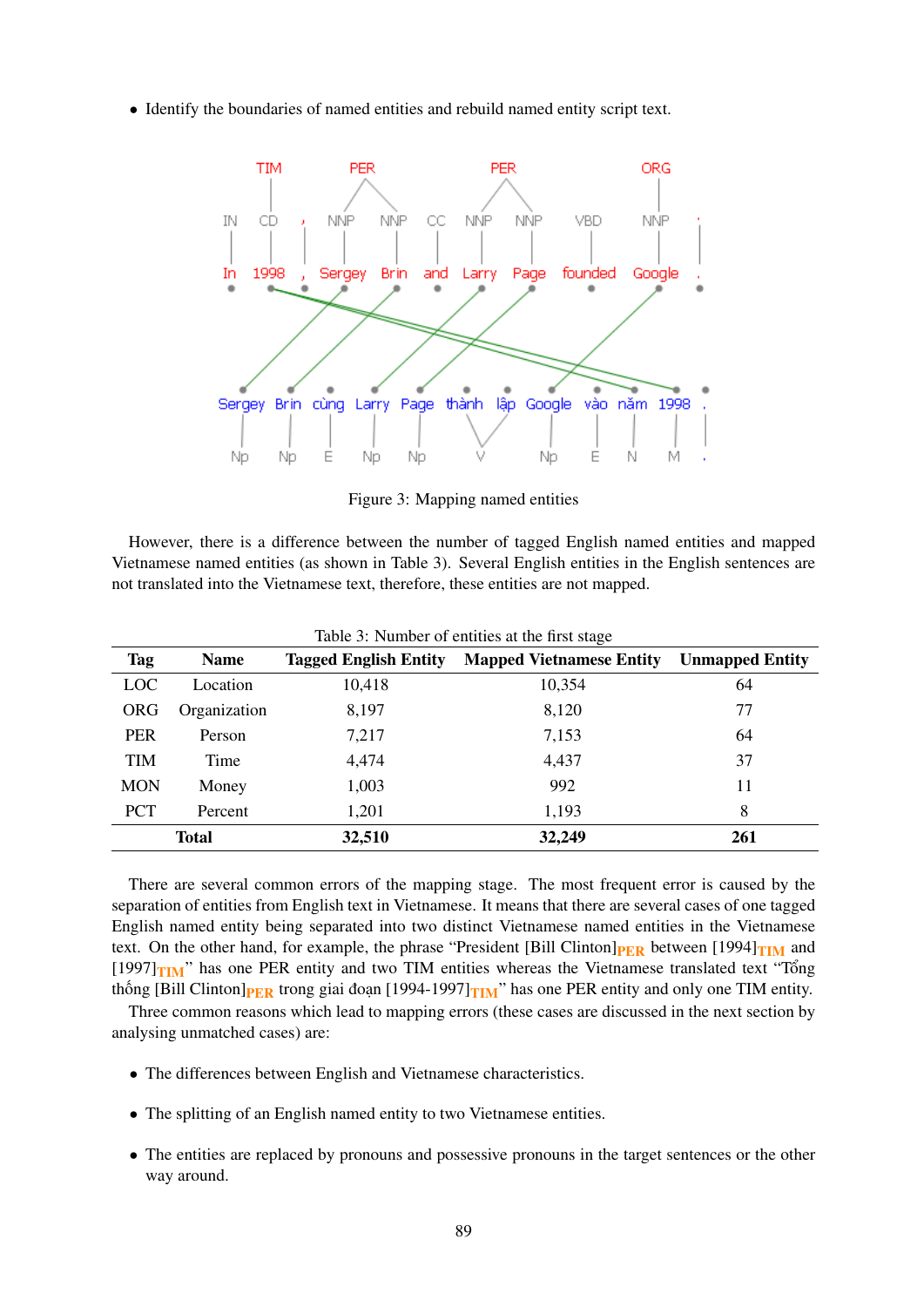- Identify the boundaries of named entities and rebuild named entity script text.

Figure 3: Mapping named entities

However, there is a difference between the number of tagged English named entities and mapped Vietnamese named entities (as shown in Table 3). Several English entities in the English sentences are not translated into the Vietnamese text, therefore, these entities are not mapped.

Table 3: Number of entities at the first stage

| Tag | Name | Tagged English Entity | Mapped Vietnamese Entity | Unmapped Entity |
|---|---|---|---|---|
| LOC | Location | 10,418 | 10,354 | 64 |
| ORG | Organization | 8,197 | 8,120 | 77 |
| PER | Person | 7,217 | 7,153 | 64 |
| TIM | Time | 4,474 | 4,437 | 37 |
| MON | Money | 1,003 | 992 | 11 |
| PCT | Percent | 1,201 | 1,193 | 8 |
| **Total** | | **32,510** | **32,249** | **261** |

There are several common errors of the mapping stage. The most frequent error is caused by the separation of entities from English text in Vietnamese. It means that there are several cases of one tagged English named entity being separated into two distinct Vietnamese named entities in the Vietnamese text. On the other hand, for example, the phrase "President [Bill Clinton]$_{PER}$ between [1994]$_{TIM}$ and [1997]$_{TIM}$" has one PER entity and two TIM entities whereas the Vietnamese translated text "Tổng thống [Bill Clinton]$_{PER}$ trong giai đoạn [1994-1997]$_{TIM}$" has one PER entity and only one TIM entity.

Three common reasons which lead to mapping errors (these cases are discussed in the next section by analysing unmatched cases) are:

- The differences between English and Vietnamese characteristics.
- The splitting of an English named entity to two Vietnamese entities.
- The entities are replaced by pronouns and possessive pronouns in the target sentences or the other way around.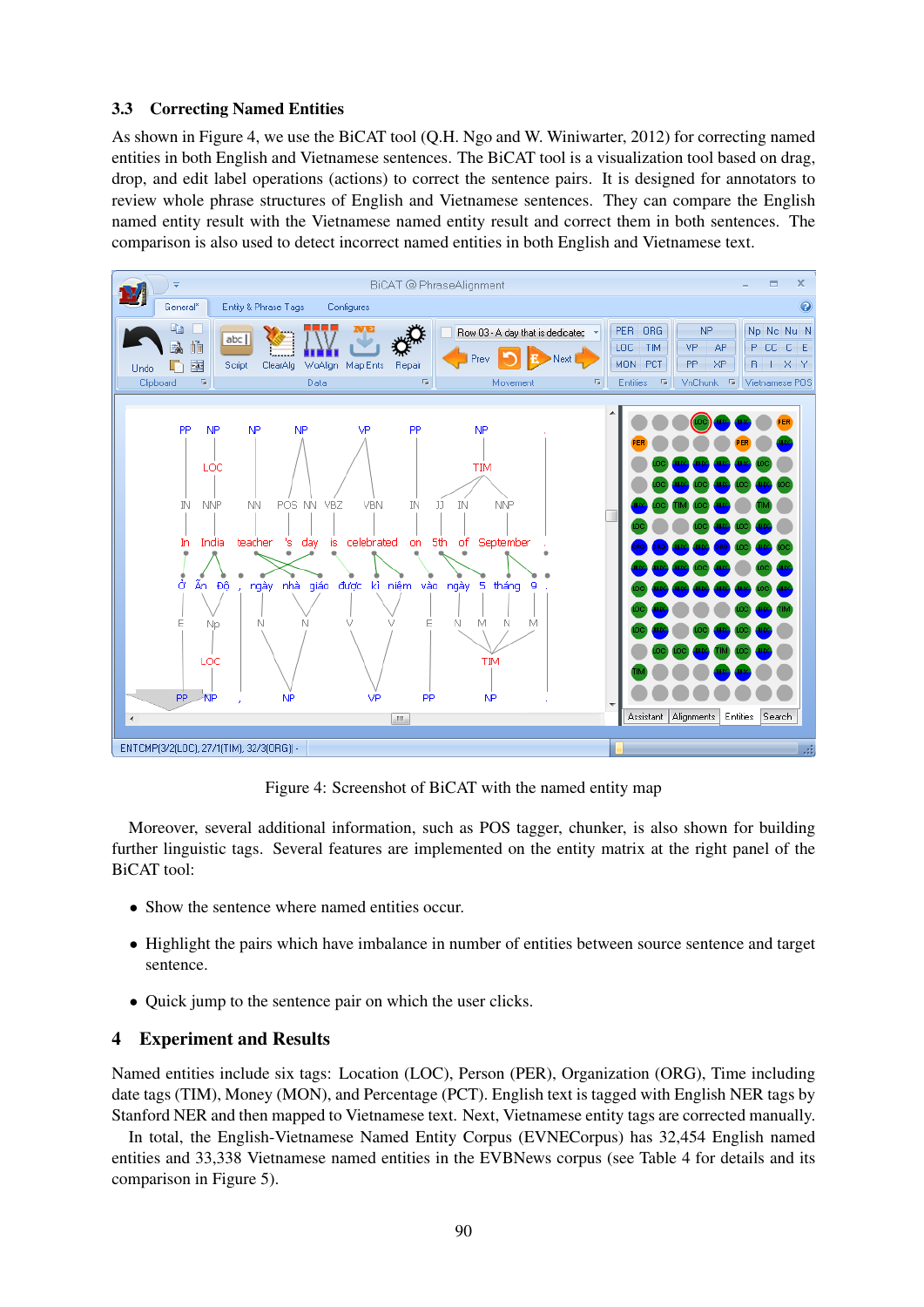### 3.3 Correcting Named Entities

As shown in Figure 4, we use the BiCAT tool (Q.H. Ngo and W. Winiwarter, 2012) for correcting named entities in both English and Vietnamese sentences. The BiCAT tool is a visualization tool based on drag, drop, and edit label operations (actions) to correct the sentence pairs. It is designed for annotators to review whole phrase structures of English and Vietnamese sentences. They can compare the English named entity result with the Vietnamese named entity result and correct them in both sentences. The comparison is also used to detect incorrect named entities in both English and Vietnamese text.

Figure 4: Screenshot of BiCAT with the named entity map

Moreover, several additional information, such as POS tagger, chunker, is also shown for building further linguistic tags. Several features are implemented on the entity matrix at the right panel of the BiCAT tool:

- Show the sentence where named entities occur.
- Highlight the pairs which have imbalance in number of entities between source sentence and target sentence.
- Quick jump to the sentence pair on which the user clicks.

## 4 Experiment and Results

Named entities include six tags: Location (LOC), Person (PER), Organization (ORG), Time including date tags (TIM), Money (MON), and Percentage (PCT). English text is tagged with English NER tags by Stanford NER and then mapped to Vietnamese text. Next, Vietnamese entity tags are corrected manually.

In total, the English-Vietnamese Named Entity Corpus (EVNECorpus) has 32,454 English named entities and 33,338 Vietnamese named entities in the EVBNews corpus (see Table 4 for details and its comparison in Figure 5).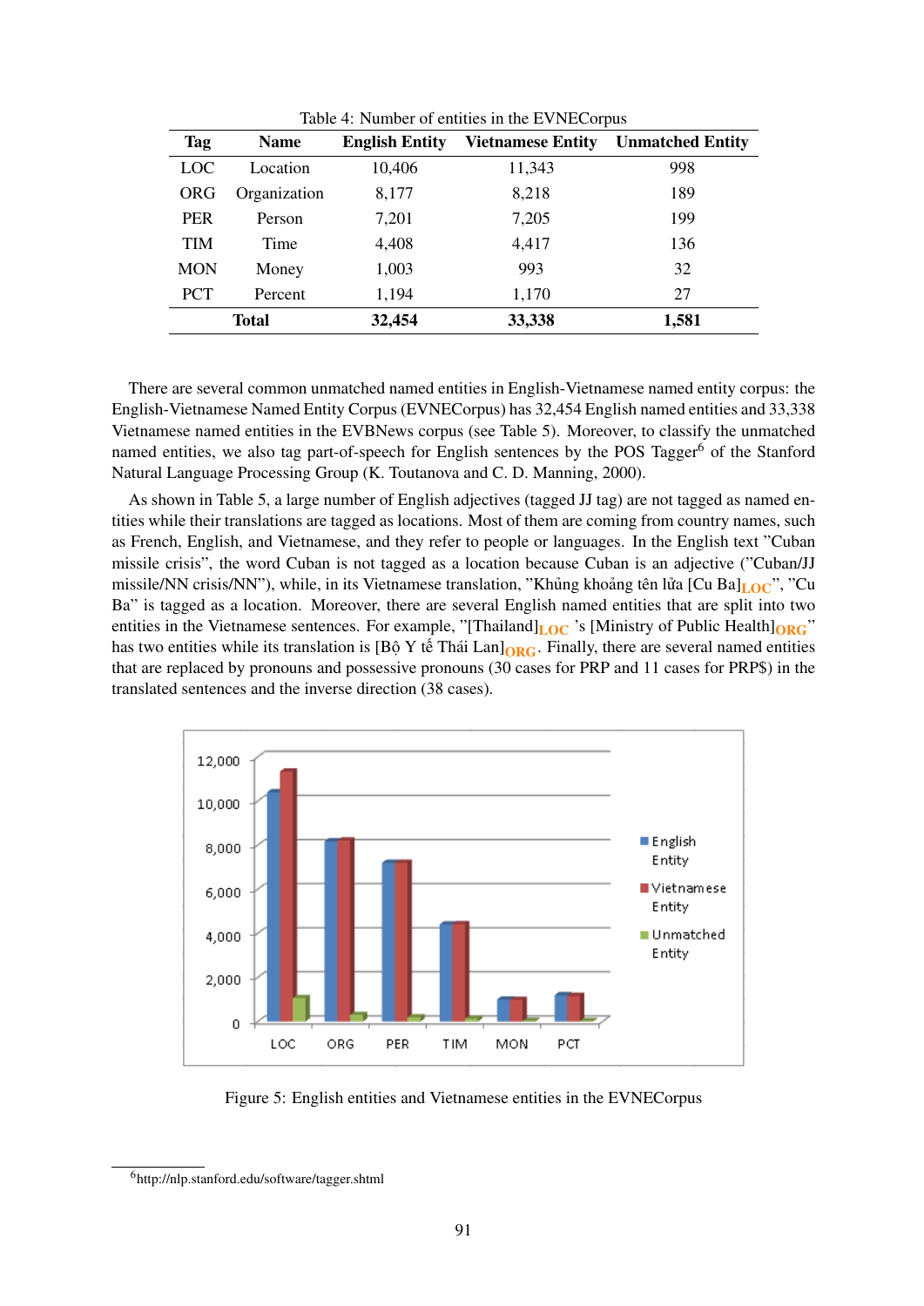Table 4: Number of entities in the EVNECorpus

| Tag | Name | English Entity | Vietnamese Entity | Unmatched Entity |
|---|---|---|---|---|
| LOC | Location | 10,406 | 11,343 | 998 |
| ORG | Organization | 8,177 | 8,218 | 189 |
| PER | Person | 7,201 | 7,205 | 199 |
| TIM | Time | 4,408 | 4,417 | 136 |
| MON | Money | 1,003 | 993 | 32 |
| PCT | Percent | 1,194 | 1,170 | 27 |
| **Total** | | **32,454** | **33,338** | **1,581** |

There are several common unmatched named entities in English-Vietnamese named entity corpus: the English-Vietnamese Named Entity Corpus (EVNECorpus) has 32,454 English named entities and 33,338 Vietnamese named entities in the EVBNews corpus (see Table 5). Moreover, to classify the unmatched named entities, we also tag part-of-speech for English sentences by the POS Tagger[6] of the Stanford Natural Language Processing Group (K. Toutanova and C. D. Manning, 2000).

As shown in Table 5, a large number of English adjectives (tagged JJ tag) are not tagged as named entities while their translations are tagged as locations. Most of them are coming from country names, such as French, English, and Vietnamese, and they refer to people or languages. In the English text "Cuban missile crisis", the word Cuban is not tagged as a location because Cuban is an adjective ("Cuban/JJ missile/NN crisis/NN"), while, in its Vietnamese translation, "Khủng khoảng tên lửa [Cu Ba]$_{LOC}$", "Cu Ba" is tagged as a location. Moreover, there are several English named entities that are split into two entities in the Vietnamese sentences. For example, "[Thailand]$_{LOC}$ 's [Ministry of Public Health]$_{ORG}$" has two entities while its translation is [Bộ Y tế Thái Lan]$_{ORG}$. Finally, there are several named entities that are replaced by pronouns and possessive pronouns (30 cases for PRP and 11 cases for PRP$) in the translated sentences and the inverse direction (38 cases).

Figure 5: English entities and Vietnamese entities in the EVNECorpus

[6] http://nlp.stanford.edu/software/tagger.shtml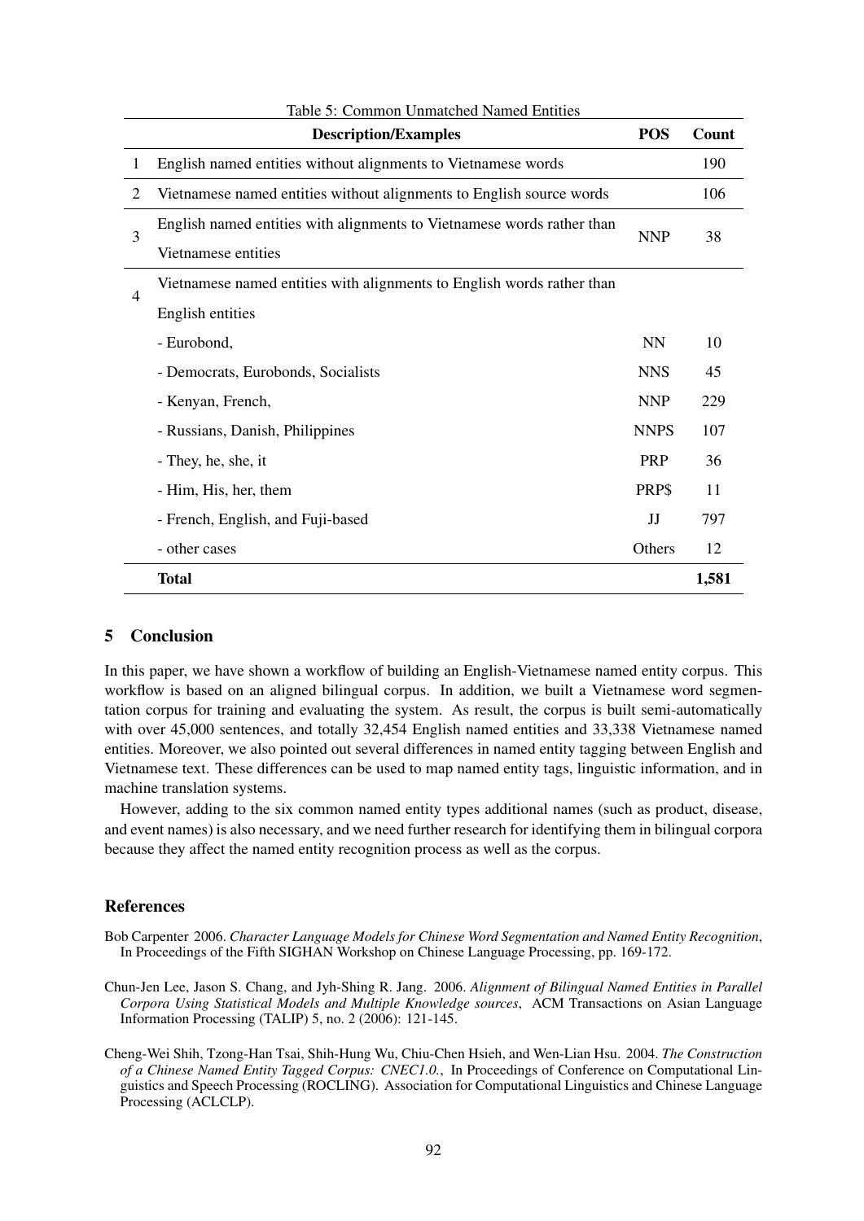Table 5: Common Unmatched Named Entities

| | Description/Examples | POS | Count |
|---|---|---|---|
| 1 | English named entities without alignments to Vietnamese words | | 190 |
| 2 | Vietnamese named entities without alignments to English source words | | 106 |
| 3 | English named entities with alignments to Vietnamese words rather than Vietnamese entities | NNP | 38 |
| 4 | Vietnamese named entities with alignments to English words rather than English entities | | |
| | - Eurobond, | NN | 10 |
| | - Democrats, Eurobonds, Socialists | NNS | 45 |
| | - Kenyan, French, | NNP | 229 |
| | - Russians, Danish, Philippines | NNPS | 107 |
| | - They, he, she, it | PRP | 36 |
| | - Him, His, her, them | PRP$ | 11 |
| | - French, English, and Fuji-based | JJ | 797 |
| | - other cases | Others | 12 |
| | **Total** | | **1,581** |

## 5 Conclusion

In this paper, we have shown a workflow of building an English-Vietnamese named entity corpus. This workflow is based on an aligned bilingual corpus. In addition, we built a Vietnamese word segmentation corpus for training and evaluating the system. As result, the corpus is built semi-automatically with over 45,000 sentences, and totally 32,454 English named entities and 33,338 Vietnamese named entities. Moreover, we also pointed out several differences in named entity tagging between English and Vietnamese text. These differences can be used to map named entity tags, linguistic information, and in machine translation systems.

However, adding to the six common named entity types additional names (such as product, disease, and event names) is also necessary, and we need further research for identifying them in bilingual corpora because they affect the named entity recognition process as well as the corpus.

## References

Bob Carpenter 2006. *Character Language Models for Chinese Word Segmentation and Named Entity Recognition*, In Proceedings of the Fifth SIGHAN Workshop on Chinese Language Processing, pp. 169-172.

Chun-Jen Lee, Jason S. Chang, and Jyh-Shing R. Jang. 2006. *Alignment of Bilingual Named Entities in Parallel Corpora Using Statistical Models and Multiple Knowledge sources*, ACM Transactions on Asian Language Information Processing (TALIP) 5, no. 2 (2006): 121-145.

Cheng-Wei Shih, Tzong-Han Tsai, Shih-Hung Wu, Chiu-Chen Hsieh, and Wen-Lian Hsu. 2004. *The Construction of a Chinese Named Entity Tagged Corpus: CNEC1.0.*, In Proceedings of Conference on Computational Linguistics and Speech Processing (ROCLING). Association for Computational Linguistics and Chinese Language Processing (ACLCLP).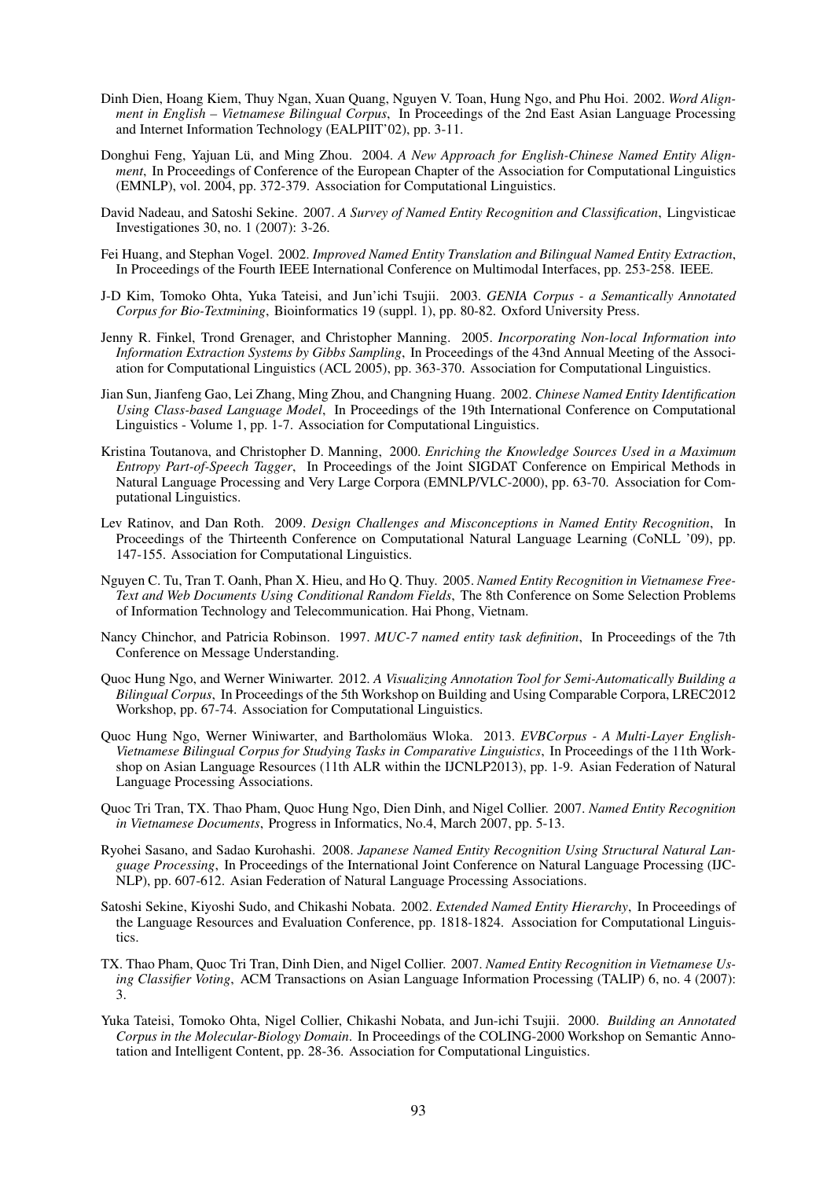Dinh Dien, Hoang Kiem, Thuy Ngan, Xuan Quang, Nguyen V. Toan, Hung Ngo, and Phu Hoi. 2002. *Word Alignment in English – Vietnamese Bilingual Corpus*, In Proceedings of the 2nd East Asian Language Processing and Internet Information Technology (EALPIIT'02), pp. 3-11.

Donghui Feng, Yajuan Lü, and Ming Zhou. 2004. *A New Approach for English-Chinese Named Entity Alignment*, In Proceedings of Conference of the European Chapter of the Association for Computational Linguistics (EMNLP), vol. 2004, pp. 372-379. Association for Computational Linguistics.

David Nadeau, and Satoshi Sekine. 2007. *A Survey of Named Entity Recognition and Classification*, Lingvisticae Investigationes 30, no. 1 (2007): 3-26.

Fei Huang, and Stephan Vogel. 2002. *Improved Named Entity Translation and Bilingual Named Entity Extraction*, In Proceedings of the Fourth IEEE International Conference on Multimodal Interfaces, pp. 253-258. IEEE.

J-D Kim, Tomoko Ohta, Yuka Tateisi, and Jun'ichi Tsujii. 2003. *GENIA Corpus - a Semantically Annotated Corpus for Bio-Textmining*, Bioinformatics 19 (suppl. 1), pp. 80-82. Oxford University Press.

Jenny R. Finkel, Trond Grenager, and Christopher Manning. 2005. *Incorporating Non-local Information into Information Extraction Systems by Gibbs Sampling*, In Proceedings of the 43nd Annual Meeting of the Association for Computational Linguistics (ACL 2005), pp. 363-370. Association for Computational Linguistics.

Jian Sun, Jianfeng Gao, Lei Zhang, Ming Zhou, and Changning Huang. 2002. *Chinese Named Entity Identification Using Class-based Language Model*, In Proceedings of the 19th International Conference on Computational Linguistics - Volume 1, pp. 1-7. Association for Computational Linguistics.

Kristina Toutanova, and Christopher D. Manning, 2000. *Enriching the Knowledge Sources Used in a Maximum Entropy Part-of-Speech Tagger*, In Proceedings of the Joint SIGDAT Conference on Empirical Methods in Natural Language Processing and Very Large Corpora (EMNLP/VLC-2000), pp. 63-70. Association for Computational Linguistics.

Lev Ratinov, and Dan Roth. 2009. *Design Challenges and Misconceptions in Named Entity Recognition*, In Proceedings of the Thirteenth Conference on Computational Natural Language Learning (CoNLL '09), pp. 147-155. Association for Computational Linguistics.

Nguyen C. Tu, Tran T. Oanh, Phan X. Hieu, and Ho Q. Thuy. 2005. *Named Entity Recognition in Vietnamese Free-Text and Web Documents Using Conditional Random Fields*, The 8th Conference on Some Selection Problems of Information Technology and Telecommunication. Hai Phong, Vietnam.

Nancy Chinchor, and Patricia Robinson. 1997. *MUC-7 named entity task definition*, In Proceedings of the 7th Conference on Message Understanding.

Quoc Hung Ngo, and Werner Winiwarter. 2012. *A Visualizing Annotation Tool for Semi-Automatically Building a Bilingual Corpus*, In Proceedings of the 5th Workshop on Building and Using Comparable Corpora, LREC2012 Workshop, pp. 67-74. Association for Computational Linguistics.

Quoc Hung Ngo, Werner Winiwarter, and Bartholomäus Wloka. 2013. *EVBCorpus - A Multi-Layer English-Vietnamese Bilingual Corpus for Studying Tasks in Comparative Linguistics*, In Proceedings of the 11th Workshop on Asian Language Resources (11th ALR within the IJCNLP2013), pp. 1-9. Asian Federation of Natural Language Processing Associations.

Quoc Tri Tran, TX. Thao Pham, Quoc Hung Ngo, Dien Dinh, and Nigel Collier. 2007. *Named Entity Recognition in Vietnamese Documents*, Progress in Informatics, No.4, March 2007, pp. 5-13.

Ryohei Sasano, and Sadao Kurohashi. 2008. *Japanese Named Entity Recognition Using Structural Natural Language Processing*, In Proceedings of the International Joint Conference on Natural Language Processing (IJCNLP), pp. 607-612. Asian Federation of Natural Language Processing Associations.

Satoshi Sekine, Kiyoshi Sudo, and Chikashi Nobata. 2002. *Extended Named Entity Hierarchy*, In Proceedings of the Language Resources and Evaluation Conference, pp. 1818-1824. Association for Computational Linguistics.

TX. Thao Pham, Quoc Tri Tran, Dinh Dien, and Nigel Collier. 2007. *Named Entity Recognition in Vietnamese Using Classifier Voting*, ACM Transactions on Asian Language Information Processing (TALIP) 6, no. 4 (2007): 3.

Yuka Tateisi, Tomoko Ohta, Nigel Collier, Chikashi Nobata, and Jun-ichi Tsujii. 2000. *Building an Annotated Corpus in the Molecular-Biology Domain*. In Proceedings of the COLING-2000 Workshop on Semantic Annotation and Intelligent Content, pp. 28-36. Association for Computational Linguistics.